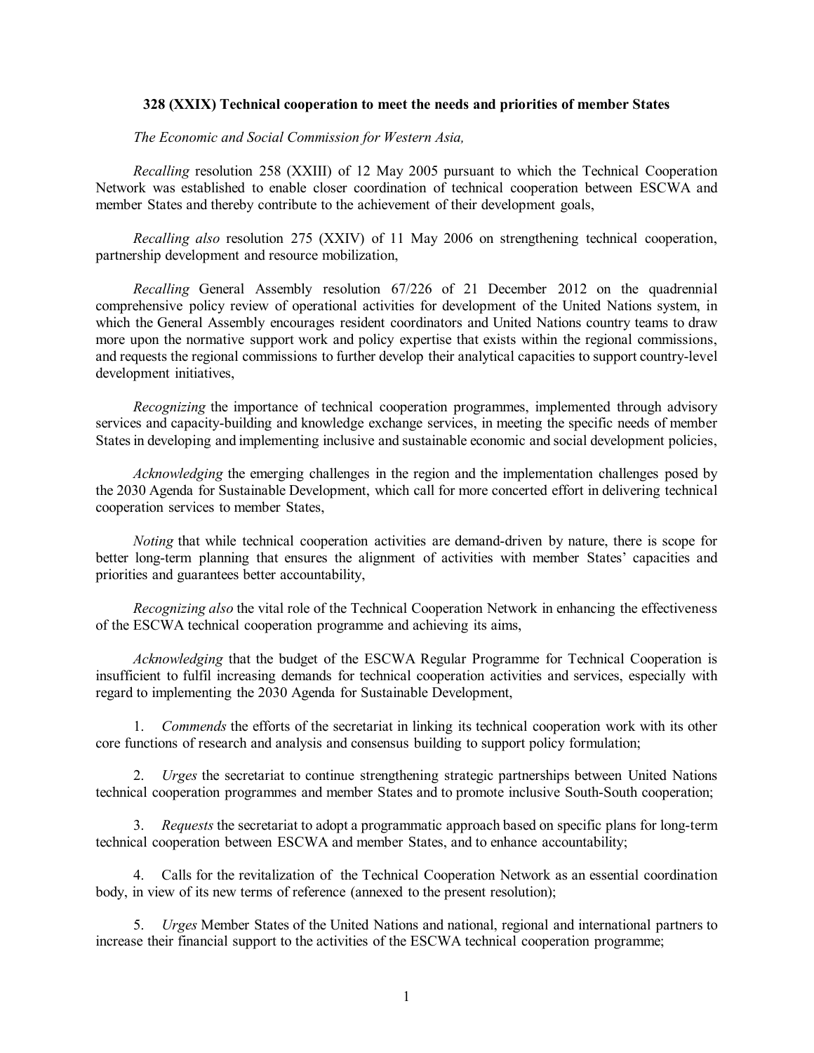**328 (XXIX) Technical cooperation to meet the needs and priorities of member States**

*The Economic and Social Commission for Western Asia,*

*Recalling* resolution 258 (XXIII) of 12 May 2005 pursuant to which the Technical Cooperation Network was established to enable closer coordination of technical cooperation between ESCWA and member States and thereby contribute to the achievement of their development goals,

*Recalling also* resolution 275 (XXIV) of 11 May 2006 on strengthening technical cooperation, partnership development and resource mobilization,

*Recalling* General Assembly resolution 67/226 of 21 December 2012 on the quadrennial comprehensive policy review of operational activities for development of the United Nations system, in which the General Assembly encourages resident coordinators and United Nations country teams to draw more upon the normative support work and policy expertise that exists within the regional commissions, and requests the regional commissions to further develop their analytical capacities to support country-level development initiatives,

*Recognizing* the importance of technical cooperation programmes, implemented through advisory services and capacity-building and knowledge exchange services, in meeting the specific needs of member States in developing and implementing inclusive and sustainable economic and social development policies,

*Acknowledging* the emerging challenges in the region and the implementation challenges posed by the 2030 Agenda for Sustainable Development, which call for more concerted effort in delivering technical cooperation services to member States,

*Noting* that while technical cooperation activities are demand-driven by nature, there is scope for better long-term planning that ensures the alignment of activities with member States' capacities and priorities and guarantees better accountability,

*Recognizing also* the vital role of the Technical Cooperation Network in enhancing the effectiveness of the ESCWA technical cooperation programme and achieving its aims,

*Acknowledging* that the budget of the ESCWA Regular Programme for Technical Cooperation is insufficient to fulfil increasing demands for technical cooperation activities and services, especially with regard to implementing the 2030 Agenda for Sustainable Development,

1. *Commends* the efforts of the secretariat in linking its technical cooperation work with its other core functions of research and analysis and consensus building to support policy formulation;

2. *Urges* the secretariat to continue strengthening strategic partnerships between United Nations technical cooperation programmes and member States and to promote inclusive South-South cooperation;

3. *Requests* the secretariat to adopt a programmatic approach based on specific plans for long-term technical cooperation between ESCWA and member States, and to enhance accountability;

4. Calls for the revitalization of the Technical Cooperation Network as an essential coordination body, in view of its new terms of reference (annexed to the present resolution);

5. *Urges* Member States of the United Nations and national, regional and international partners to increase their financial support to the activities of the ESCWA technical cooperation programme;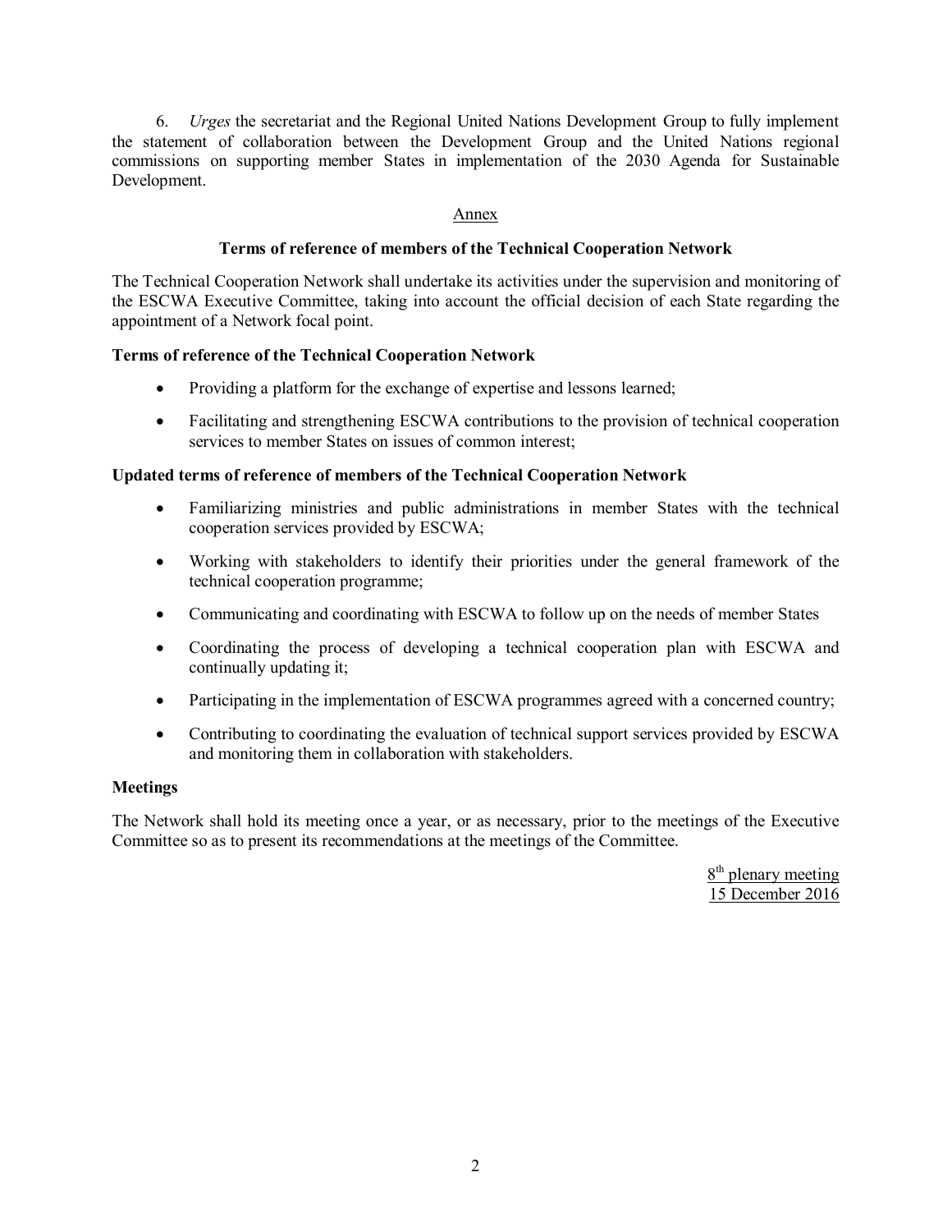6. *Urges* the secretariat and the Regional United Nations Development Group to fully implement the statement of collaboration between the Development Group and the United Nations regional commissions on supporting member States in implementation of the 2030 Agenda for Sustainable Development.

## Annex

### Terms of reference of members of the Technical Cooperation Network

The Technical Cooperation Network shall undertake its activities under the supervision and monitoring of the ESCWA Executive Committee, taking into account the official decision of each State regarding the appointment of a Network focal point.

**Terms of reference of the Technical Cooperation Network**

- Providing a platform for the exchange of expertise and lessons learned;
- Facilitating and strengthening ESCWA contributions to the provision of technical cooperation services to member States on issues of common interest;

**Updated terms of reference of members of the Technical Cooperation Network**

- Familiarizing ministries and public administrations in member States with the technical cooperation services provided by ESCWA;
- Working with stakeholders to identify their priorities under the general framework of the technical cooperation programme;
- Communicating and coordinating with ESCWA to follow up on the needs of member States
- Coordinating the process of developing a technical cooperation plan with ESCWA and continually updating it;
- Participating in the implementation of ESCWA programmes agreed with a concerned country;
- Contributing to coordinating the evaluation of technical support services provided by ESCWA and monitoring them in collaboration with stakeholders.

**Meetings**

The Network shall hold its meeting once a year, or as necessary, prior to the meetings of the Executive Committee so as to present its recommendations at the meetings of the Committee.

8th plenary meeting
15 December 2016